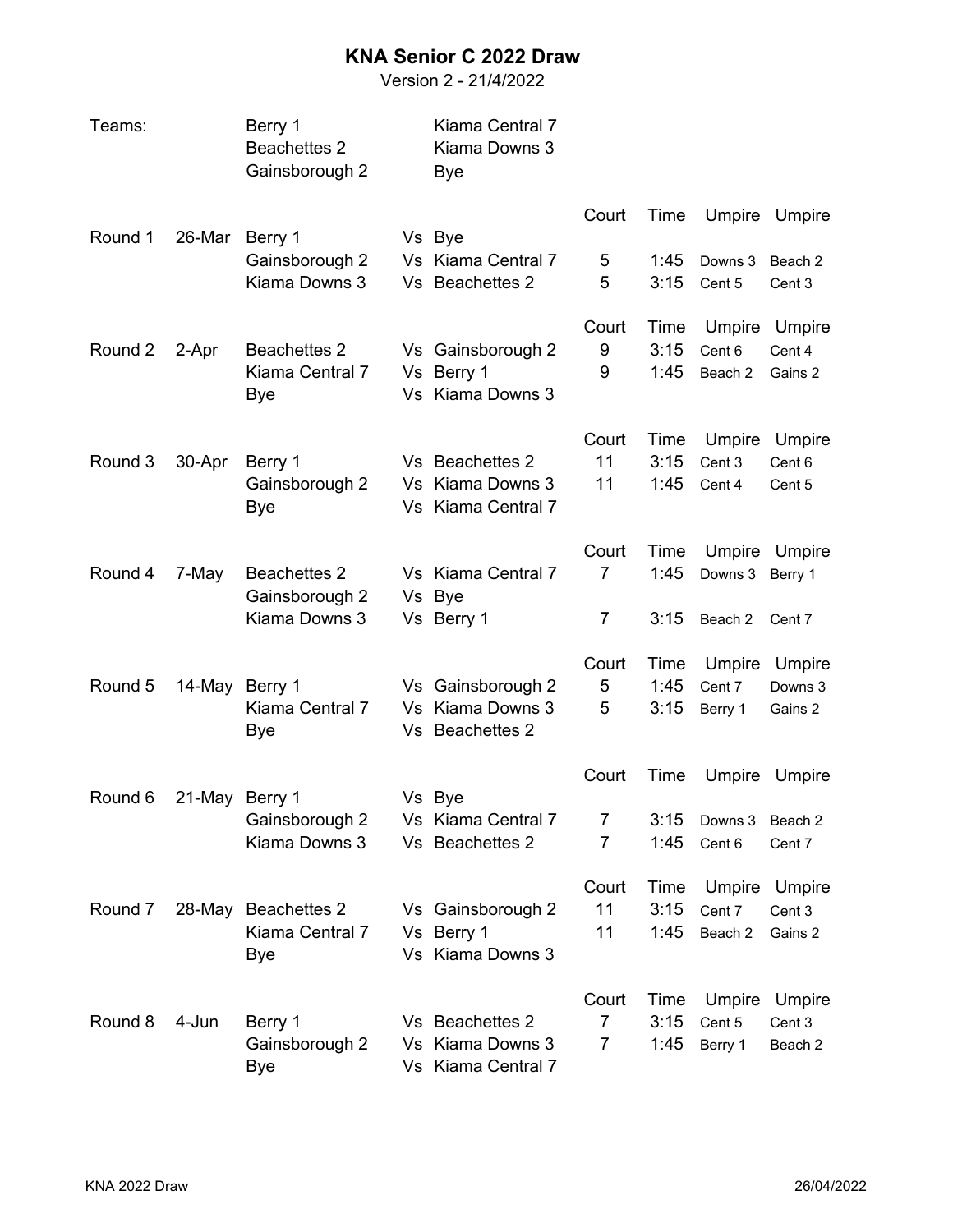# KNA Senior C 2022 Draw

Version 2 - 21/4/2022

| Teams: | | |
|---|---|---|
| | Berry 1 | Kiama Central 7 |
| | Beachettes 2 | Kiama Downs 3 |
| | Gainsborough 2 | Bye |

| Round | Date | Team | | Team | Court | Time | Umpire | Umpire |
|---|---|---|---|---|---|---|---|---|
| Round 1 | 26-Mar | Berry 1 | Vs | Bye | | | | |
| | | Gainsborough 2 | Vs | Kiama Central 7 | 5 | 1:45 | Downs 3 | Beach 2 |
| | | Kiama Downs 3 | Vs | Beachettes 2 | 5 | 3:15 | Cent 5 | Cent 3 |
| Round 2 | 2-Apr | Beachettes 2 | Vs | Gainsborough 2 | 9 | 3:15 | Cent 6 | Cent 4 |
| | | Kiama Central 7 | Vs | Berry 1 | 9 | 1:45 | Beach 2 | Gains 2 |
| | | Bye | Vs | Kiama Downs 3 | | | | |
| Round 3 | 30-Apr | Berry 1 | Vs | Beachettes 2 | 11 | 3:15 | Cent 3 | Cent 6 |
| | | Gainsborough 2 | Vs | Kiama Downs 3 | 11 | 1:45 | Cent 4 | Cent 5 |
| | | Bye | Vs | Kiama Central 7 | | | | |
| Round 4 | 7-May | Beachettes 2 | Vs | Kiama Central 7 | 7 | 1:45 | Downs 3 | Berry 1 |
| | | Gainsborough 2 | Vs | Bye | | | | |
| | | Kiama Downs 3 | Vs | Berry 1 | 7 | 3:15 | Beach 2 | Cent 7 |
| Round 5 | 14-May | Berry 1 | Vs | Gainsborough 2 | 5 | 1:45 | Cent 7 | Downs 3 |
| | | Kiama Central 7 | Vs | Kiama Downs 3 | 5 | 3:15 | Berry 1 | Gains 2 |
| | | Bye | Vs | Beachettes 2 | | | | |
| Round 6 | 21-May | Berry 1 | Vs | Bye | | | | |
| | | Gainsborough 2 | Vs | Kiama Central 7 | 7 | 3:15 | Downs 3 | Beach 2 |
| | | Kiama Downs 3 | Vs | Beachettes 2 | 7 | 1:45 | Cent 6 | Cent 7 |
| Round 7 | 28-May | Beachettes 2 | Vs | Gainsborough 2 | 11 | 3:15 | Cent 7 | Cent 3 |
| | | Kiama Central 7 | Vs | Berry 1 | 11 | 1:45 | Beach 2 | Gains 2 |
| | | Bye | Vs | Kiama Downs 3 | | | | |
| Round 8 | 4-Jun | Berry 1 | Vs | Beachettes 2 | 7 | 3:15 | Cent 5 | Cent 3 |
| | | Gainsborough 2 | Vs | Kiama Downs 3 | 7 | 1:45 | Berry 1 | Beach 2 |
| | | Bye | Vs | Kiama Central 7 | | | | |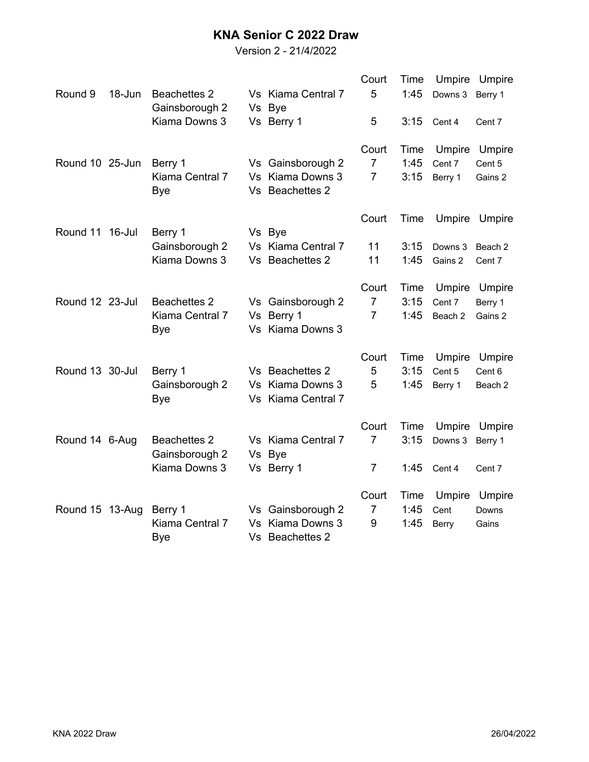# KNA Senior C 2022 Draw

Version 2 - 21/4/2022

| | | | | | Court | Time | Umpire | Umpire |
|---|---|---|---|---|---|---|---|---|
| Round 9 | 18-Jun | Beachettes 2 | Vs | Kiama Central 7 | 5 | 1:45 | Downs 3 | Berry 1 |
| | | Gainsborough 2 | Vs | Bye | | | | |
| | | Kiama Downs 3 | Vs | Berry 1 | 5 | 3:15 | Cent 4 | Cent 7 |
| | | | | | Court | Time | Umpire | Umpire |
| Round 10 | 25-Jun | Berry 1 | Vs | Gainsborough 2 | 7 | 1:45 | Cent 7 | Cent 5 |
| | | Kiama Central 7 | Vs | Kiama Downs 3 | 7 | 3:15 | Berry 1 | Gains 2 |
| | | Bye | Vs | Beachettes 2 | | | | |
| | | | | | Court | Time | Umpire | Umpire |
| Round 11 | 16-Jul | Berry 1 | Vs | Bye | | | | |
| | | Gainsborough 2 | Vs | Kiama Central 7 | 11 | 3:15 | Downs 3 | Beach 2 |
| | | Kiama Downs 3 | Vs | Beachettes 2 | 11 | 1:45 | Gains 2 | Cent 7 |
| | | | | | Court | Time | Umpire | Umpire |
| Round 12 | 23-Jul | Beachettes 2 | Vs | Gainsborough 2 | 7 | 3:15 | Cent 7 | Berry 1 |
| | | Kiama Central 7 | Vs | Berry 1 | 7 | 1:45 | Beach 2 | Gains 2 |
| | | Bye | Vs | Kiama Downs 3 | | | | |
| | | | | | Court | Time | Umpire | Umpire |
| Round 13 | 30-Jul | Berry 1 | Vs | Beachettes 2 | 5 | 3:15 | Cent 5 | Cent 6 |
| | | Gainsborough 2 | Vs | Kiama Downs 3 | 5 | 1:45 | Berry 1 | Beach 2 |
| | | Bye | Vs | Kiama Central 7 | | | | |
| | | | | | Court | Time | Umpire | Umpire |
| Round 14 | 6-Aug | Beachettes 2 | Vs | Kiama Central 7 | 7 | 3:15 | Downs 3 | Berry 1 |
| | | Gainsborough 2 | Vs | Bye | | | | |
| | | Kiama Downs 3 | Vs | Berry 1 | 7 | 1:45 | Cent 4 | Cent 7 |
| | | | | | Court | Time | Umpire | Umpire |
| Round 15 | 13-Aug | Berry 1 | Vs | Gainsborough 2 | 7 | 1:45 | Cent | Downs |
| | | Kiama Central 7 | Vs | Kiama Downs 3 | 9 | 1:45 | Berry | Gains |
| | | Bye | Vs | Beachettes 2 | | | | |